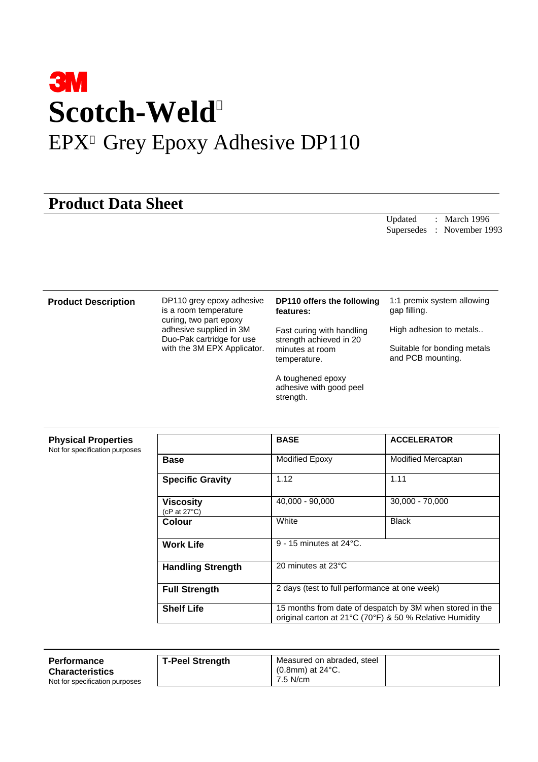# 3M

# Scotch-Weld

## EPX Grey Epoxy Adhesive DP110

## Product Data Sheet

Updated : March 1996
Supersedes : November 1993

### Product Description

DP110 grey epoxy adhesive is a room temperature curing, two part epoxy adhesive supplied in 3M Duo-Pak cartridge for use with the 3M EPX Applicator.

**DP110 offers the following features:**

Fast curing with handling strength achieved in 20 minutes at room temperature.

A toughened epoxy adhesive with good peel strength.

1:1 premix system allowing gap filling.

High adhesion to metals..

Suitable for bonding metals and PCB mounting.

### Physical Properties

Not for specification purposes

| | BASE | ACCELERATOR |
|---|---|---|
| **Base** | Modified Epoxy | Modified Mercaptan |
| **Specific Gravity** | 1.12 | 1.11 |
| **Viscosity** (cP at 27°C) | 40,000 - 90,000 | 30,000 - 70,000 |
| **Colour** | White | Black |
| **Work Life** | 9 - 15 minutes at 24°C. | |
| **Handling Strength** | 20 minutes at 23°C | |
| **Full Strength** | 2 days (test to full performance at one week) | |
| **Shelf Life** | 15 months from date of despatch by 3M when stored in the original carton at 21°C (70°F) & 50 % Relative Humidity | |

### Performance Characteristics

Not for specification purposes

| | | |
|---|---|---|
| **T-Peel Strength** | Measured on abraded, steel (0.8mm) at 24°C. 7.5 N/cm | |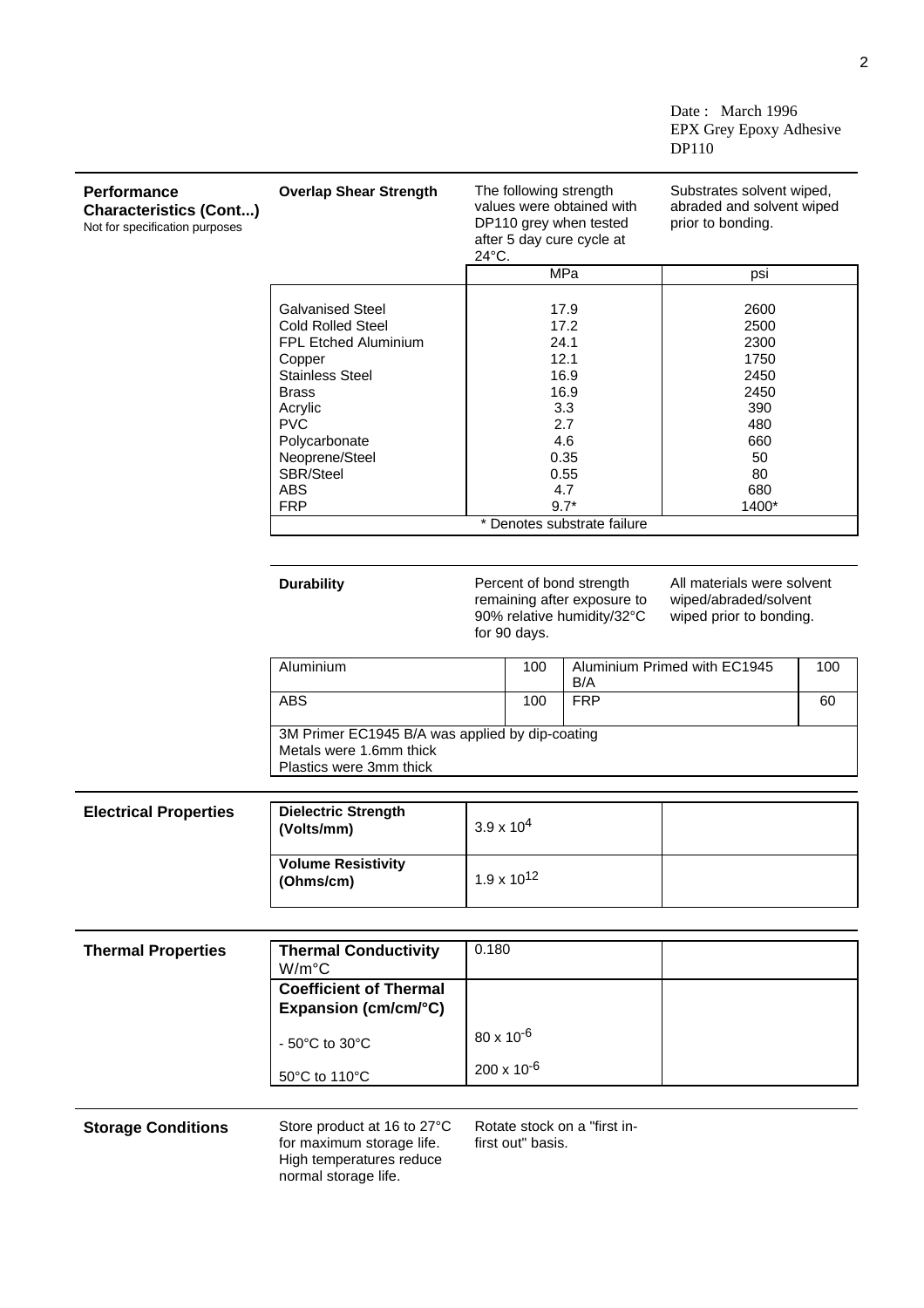Date : March 1996
EPX Grey Epoxy Adhesive
DP110

## Performance Characteristics (Cont...)

Not for specification purposes

**Overlap Shear Strength**

The following strength values were obtained with DP110 grey when tested after 5 day cure cycle at 24°C.

Substrates solvent wiped, abraded and solvent wiped prior to bonding.

| Substrate | MPa | psi |
|---|---|---|
| Galvanised Steel | 17.9 | 2600 |
| Cold Rolled Steel | 17.2 | 2500 |
| FPL Etched Aluminium | 24.1 | 2300 |
| Copper | 12.1 | 1750 |
| Stainless Steel | 16.9 | 2450 |
| Brass | 16.9 | 2450 |
| Acrylic | 3.3 | 390 |
| PVC | 2.7 | 480 |
| Polycarbonate | 4.6 | 660 |
| Neoprene/Steel | 0.35 | 50 |
| SBR/Steel | 0.55 | 80 |
| ABS | 4.7 | 680 |
| FRP | 9.7* | 1400* |

\* Denotes substrate failure

**Durability**

Percent of bond strength remaining after exposure to 90% relative humidity/32°C for 90 days.

All materials were solvent wiped/abraded/solvent wiped prior to bonding.

| | | | |
|---|---|---|---|
| Aluminium | 100 | Aluminium Primed with EC1945 B/A | 100 |
| ABS | 100 | FRP | 60 |

3M Primer EC1945 B/A was applied by dip-coating
Metals were 1.6mm thick
Plastics were 3mm thick

## Electrical Properties

| Property | Value |
|---|---|
| **Dielectric Strength (Volts/mm)** | $3.9 \times 10^4$ |
| **Volume Resistivity (Ohms/cm)** | $1.9 \times 10^{12}$ |

## Thermal Properties

| Property | Value |
|---|---|
| **Thermal Conductivity** W/m°C | 0.180 |
| **Coefficient of Thermal Expansion (cm/cm/°C)** | |
| - 50°C to 30°C | $80 \times 10^{-6}$ |
| 50°C to 110°C | $200 \times 10^{-6}$ |

## Storage Conditions

Store product at 16 to 27°C for maximum storage life. High temperatures reduce normal storage life.

Rotate stock on a "first in-first out" basis.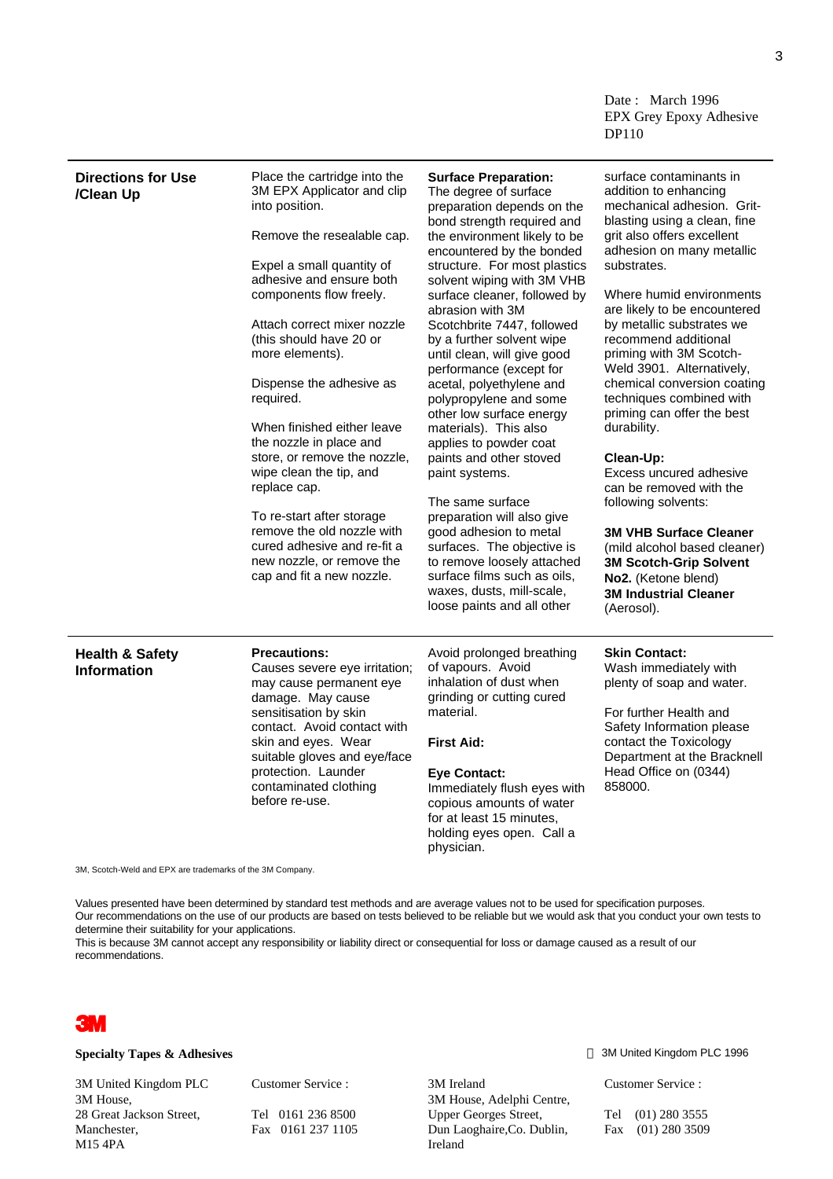Date : March 1996
EPX Grey Epoxy Adhesive
DP110

## Directions for Use /Clean Up

Place the cartridge into the 3M EPX Applicator and clip into position.

Remove the resealable cap.

Expel a small quantity of adhesive and ensure both components flow freely.

Attach correct mixer nozzle (this should have 20 or more elements).

Dispense the adhesive as required.

When finished either leave the nozzle in place and store, or remove the nozzle, wipe clean the tip, and replace cap.

To re-start after storage remove the old nozzle with cured adhesive and re-fit a new nozzle, or remove the cap and fit a new nozzle.

**Surface Preparation:**
The degree of surface preparation depends on the bond strength required and the environment likely to be encountered by the bonded structure. For most plastics solvent wiping with 3M VHB surface cleaner, followed by abrasion with 3M Scotchbrite 7447, followed by a further solvent wipe until clean, will give good performance (except for acetal, polyethylene and polypropylene and some other low surface energy materials). This also applies to powder coat paints and other stoved paint systems.

The same surface preparation will also give good adhesion to metal surfaces. The objective is to remove loosely attached surface films such as oils, waxes, dusts, mill-scale, loose paints and all other surface contaminants in addition to enhancing mechanical adhesion. Grit-blasting using a clean, fine grit also offers excellent adhesion on many metallic substrates.

Where humid environments are likely to be encountered by metallic substrates we recommend additional priming with 3M Scotch-Weld 3901. Alternatively, chemical conversion coating techniques combined with priming can offer the best durability.

**Clean-Up:**
Excess uncured adhesive can be removed with the following solvents:

**3M VHB Surface Cleaner** (mild alcohol based cleaner)
**3M Scotch-Grip Solvent No2.** (Ketone blend)
**3M Industrial Cleaner** (Aerosol).

## Health & Safety Information

**Precautions:**
Causes severe eye irritation; may cause permanent eye damage. May cause sensitisation by skin contact. Avoid contact with skin and eyes. Wear suitable gloves and eye/face protection. Launder contaminated clothing before re-use.

Avoid prolonged breathing of vapours. Avoid inhalation of dust when grinding or cutting cured material.

**First Aid:**

**Eye Contact:**
Immediately flush eyes with copious amounts of water for at least 15 minutes, holding eyes open. Call a physician.

**Skin Contact:**
Wash immediately with plenty of soap and water.

For further Health and Safety Information please contact the Toxicology Department at the Bracknell Head Office on (0344) 858000.

3M, Scotch-Weld and EPX are trademarks of the 3M Company.

Values presented have been determined by standard test methods and are average values not to be used for specification purposes.
Our recommendations on the use of our products are based on tests believed to be reliable but we would ask that you conduct your own tests to determine their suitability for your applications.
This is because 3M cannot accept any responsibility or liability direct or consequential for loss or damage caused as a result of our recommendations.

3M

**Specialty Tapes & Adhesives**

© 3M United Kingdom PLC 1996

3M United Kingdom PLC
3M House,
28 Great Jackson Street,
Manchester,
M15 4PA

Customer Service :

Tel 0161 236 8500
Fax 0161 237 1105

3M Ireland
3M House, Adelphi Centre,
Upper Georges Street,
Dun Laoghaire,Co. Dublin,
Ireland

Customer Service :

Tel (01) 280 3555
Fax (01) 280 3509